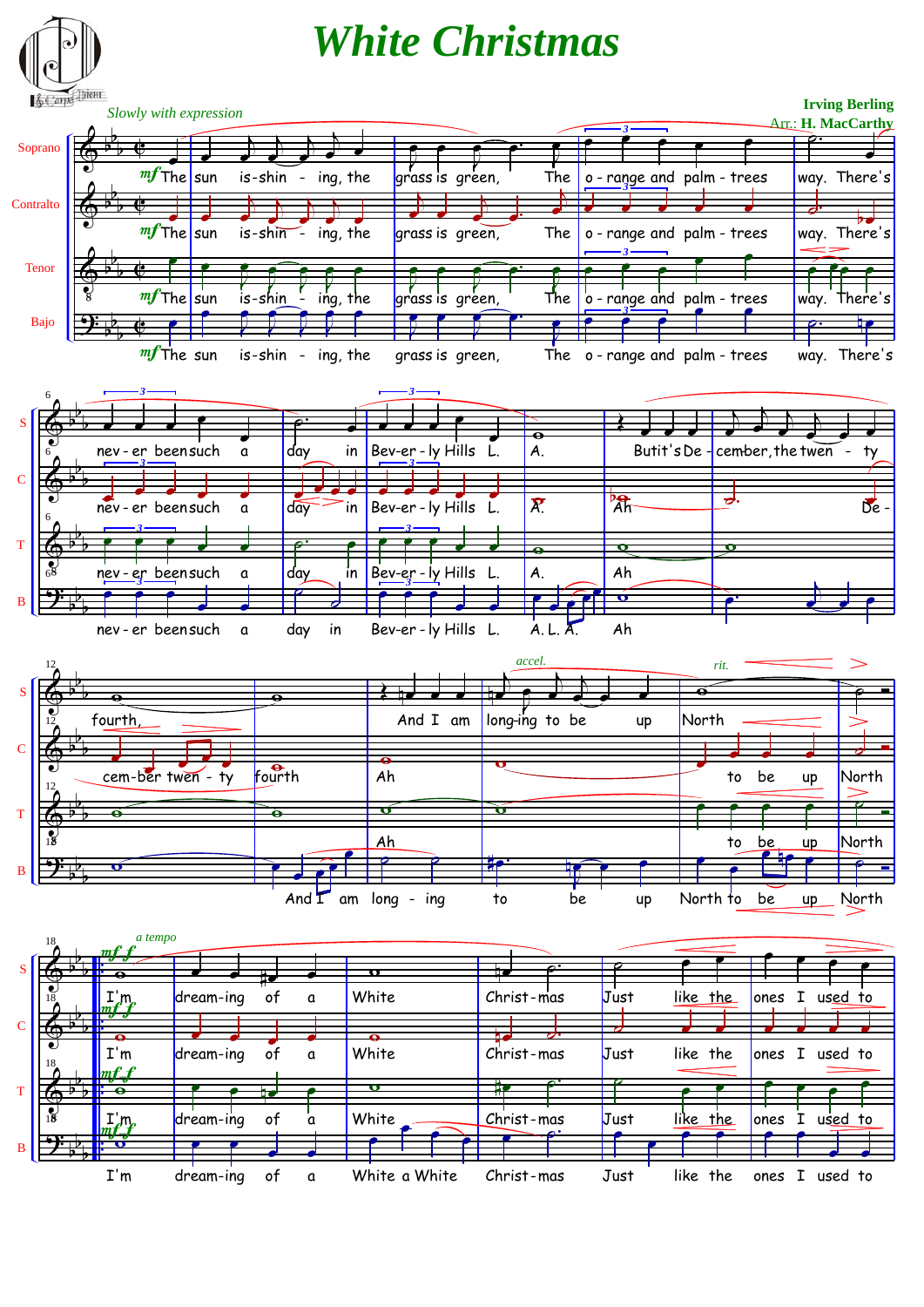# White Christmas

*Slowly with expression*

**Irving Berling**

Arr.: **H. MacCarthy**

Soprano
Contralto
Tenor
Bajo

*mf* The sun is-shin - ing, the grass is green, The o - range and palm - trees way. There's

nev - er been such a day in Bev-er - ly Hills L. A. But it's De - cember, the twen - ty fourth,

And I am long-ing to be up North

*accel.* *rit.*

*a tempo*

*mf f* I'm dream-ing of a White Christ-mas Just like the ones I used to